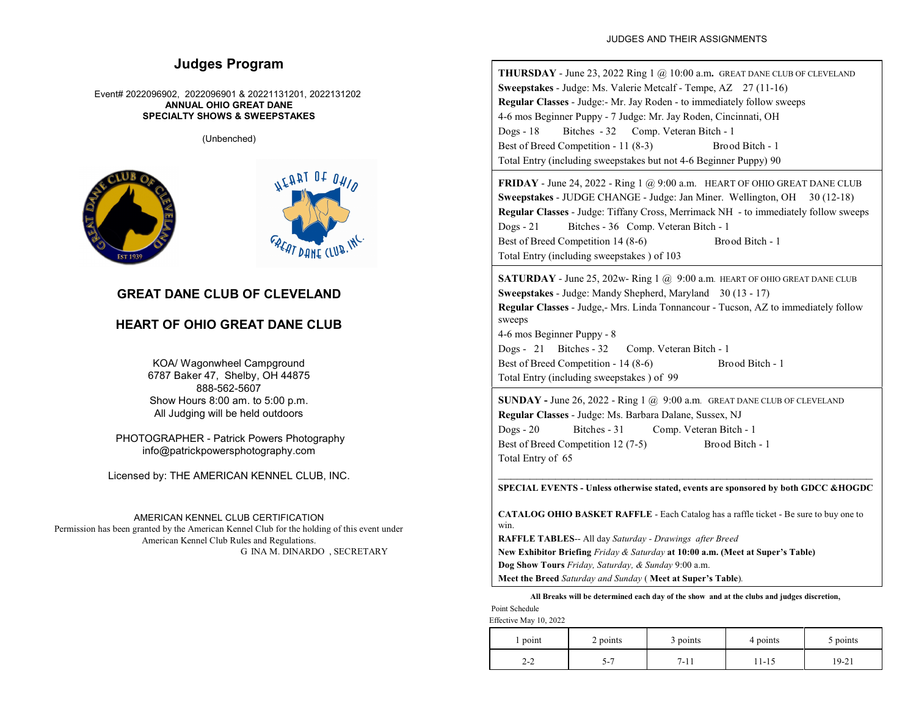# Judges Program

Event# 2022096902, 2022096901 & 20221131201, 2022131202

**ANNUAL OHIO GREAT DANE**
**SPECIALTY SHOWS & SWEEPSTAKES**

(Unbenched)

## GREAT DANE CLUB OF CLEVELAND

## HEART OF OHIO GREAT DANE CLUB

KOA/ Wagonwheel Campground
6787 Baker 47, Shelby, OH 44875
888-562-5607
Show Hours 8:00 am. to 5:00 p.m.
All Judging will be held outdoors

PHOTOGRAPHER - Patrick Powers Photography
info@patrickpowersphotography.com

Licensed by: THE AMERICAN KENNEL CLUB, INC.

AMERICAN KENNEL CLUB CERTIFICATION
Permission has been granted by the American Kennel Club for the holding of this event under American Kennel Club Rules and Regulations.
G INA M. DINARDO , SECRETARY

JUDGES AND THEIR ASSIGNMENTS

**THURSDAY** - June 23, 2022 Ring 1 @ 10:00 a.m**.** GREAT DANE CLUB OF CLEVELAND
**Sweepstakes** - Judge: Ms. Valerie Metcalf - Tempe, AZ 27 (11-16)
**Regular Classes** - Judge:- Mr. Jay Roden - to immediately follow sweeps
4-6 mos Beginner Puppy - 7 Judge: Mr. Jay Roden, Cincinnati, OH
Dogs - 18 Bitches - 32 Comp. Veteran Bitch - 1
Best of Breed Competition - 11 (8-3) Brood Bitch - 1
Total Entry (including sweepstakes but not 4-6 Beginner Puppy) 90

**FRIDAY** - June 24, 2022 - Ring 1 @ 9:00 a.m. HEART OF OHIO GREAT DANE CLUB
**Sweepstakes** - JUDGE CHANGE - Judge: Jan Miner. Wellington, OH 30 (12-18)
**Regular Classes** - Judge: Tiffany Cross, Merrimack NH - to immediately follow sweeps
Dogs - 21 Bitches - 36 Comp. Veteran Bitch - 1
Best of Breed Competition 14 (8-6) Brood Bitch - 1
Total Entry (including sweepstakes ) of 103

**SATURDAY** - June 25, 202w- Ring 1 @ 9:00 a.m. HEART OF OHIO GREAT DANE CLUB
**Sweepstakes** - Judge: Mandy Shepherd, Maryland 30 (13 - 17)
**Regular Classes** - Judge,- Mrs. Linda Tonnancour - Tucson, AZ to immediately follow sweeps
4-6 mos Beginner Puppy - 8
Dogs - 21 Bitches - 32 Comp. Veteran Bitch - 1
Best of Breed Competition - 14 (8-6) Brood Bitch - 1
Total Entry (including sweepstakes ) of 99

**SUNDAY -** June 26, 2022 - Ring 1 @ 9:00 a.m. GREAT DANE CLUB OF CLEVELAND
**Regular Classes** - Judge: Ms. Barbara Dalane, Sussex, NJ
Dogs - 20 Bitches - 31 Comp. Veteran Bitch - 1
Best of Breed Competition 12 (7-5) Brood Bitch - 1
Total Entry of 65

---

**SPECIAL EVENTS - Unless otherwise stated, events are sponsored by both GDCC &HOGDC**

**CATALOG OHIO BASKET RAFFLE** - Each Catalog has a raffle ticket - Be sure to buy one to win.
**RAFFLE TABLES**-- All day *Saturday - Drawings after Breed*
**New Exhibitor Briefing** *Friday & Saturday* **at 10:00 a.m. (Meet at Super's Table)**
**Dog Show Tours** *Friday, Saturday, & Sunday* 9:00 a.m.
**Meet the Breed** *Saturday and Sunday* ( **Meet at Super's Table**).

**All Breaks will be determined each day of the show and at the clubs and judges discretion,**

Point Schedule
Effective May 10, 2022

| 1 point | 2 points | 3 points | 4 points | 5 points |
|---|---|---|---|---|
| 2-2 | 5-7 | 7-11 | 11-15 | 19-21 |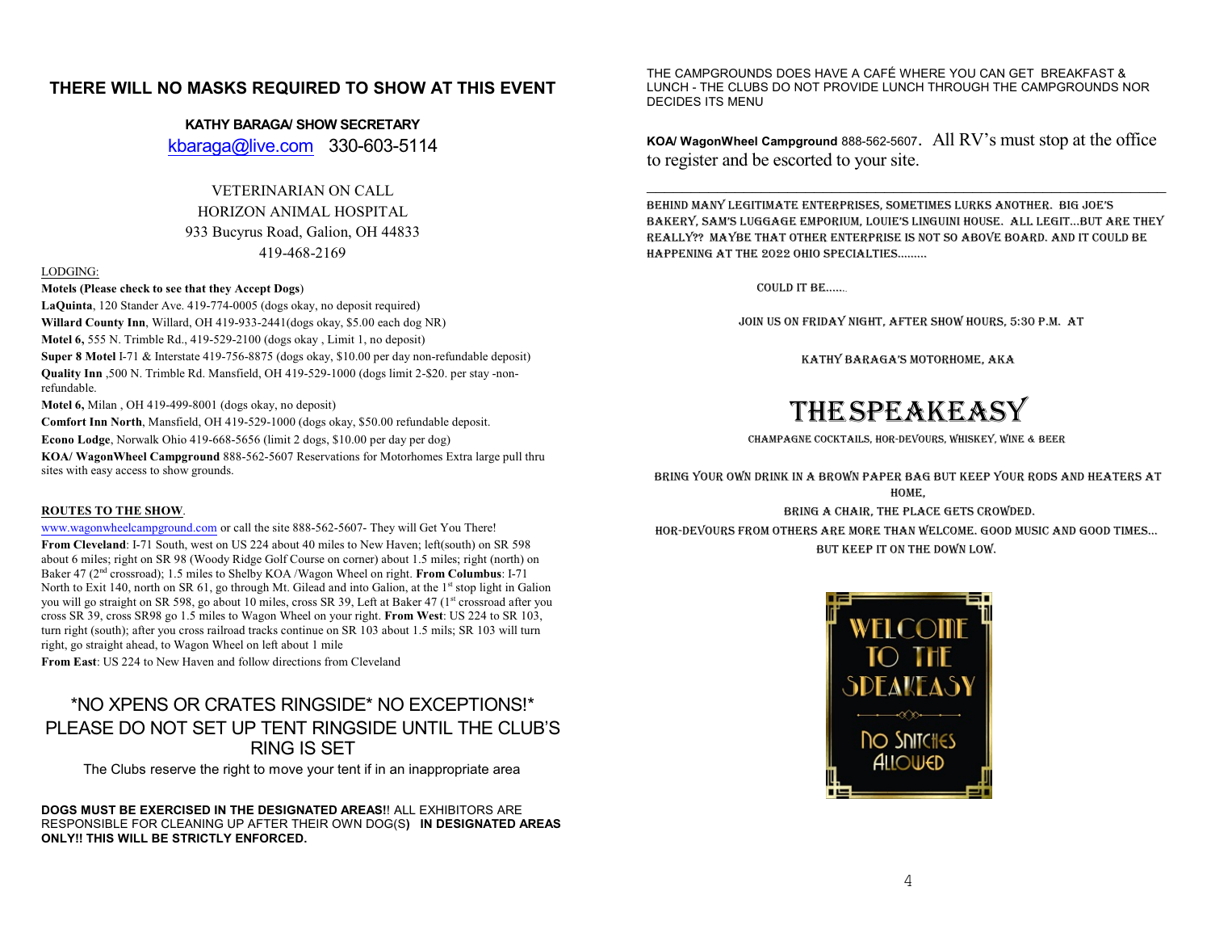## THERE WILL NO MASKS REQUIRED TO SHOW AT THIS EVENT

**KATHY BARAGA/ SHOW SECRETARY**

kbaraga@live.com 330-603-5114

VETERINARIAN ON CALL
HORIZON ANIMAL HOSPITAL
933 Bucyrus Road, Galion, OH 44833
419-468-2169

LODGING:

**Motels (Please check to see that they Accept Dogs)**

**LaQuinta**, 120 Stander Ave. 419-774-0005 (dogs okay, no deposit required)

**Willard County Inn**, Willard, OH 419-933-2441(dogs okay, $5.00 each dog NR)

**Motel 6,** 555 N. Trimble Rd., 419-529-2100 (dogs okay , Limit 1, no deposit)

**Super 8 Motel** I-71 & Interstate 419-756-8875 (dogs okay, $10.00 per day non-refundable deposit)

**Quality Inn** ,500 N. Trimble Rd. Mansfield, OH 419-529-1000 (dogs limit 2-$20. per stay -non-refundable.

**Motel 6,** Milan , OH 419-499-8001 (dogs okay, no deposit)

**Comfort Inn North**, Mansfield, OH 419-529-1000 (dogs okay, $50.00 refundable deposit.

**Econo Lodge**, Norwalk Ohio 419-668-5656 (limit 2 dogs, $10.00 per day per dog)

**KOA/ WagonWheel Campground** 888-562-5607 Reservations for Motorhomes Extra large pull thru sites with easy access to show grounds.

**ROUTES TO THE SHOW**.

www.wagonwheelcampground.com or call the site 888-562-5607- They will Get You There!

**From Cleveland**: I-71 South, west on US 224 about 40 miles to New Haven; left(south) on SR 598 about 6 miles; right on SR 98 (Woody Ridge Golf Course on corner) about 1.5 miles; right (north) on Baker 47 (2nd crossroad); 1.5 miles to Shelby KOA /Wagon Wheel on right. **From Columbus**: I-71 North to Exit 140, north on SR 61, go through Mt. Gilead and into Galion, at the 1st stop light in Galion you will go straight on SR 598, go about 10 miles, cross SR 39, Left at Baker 47 (1st crossroad after you cross SR 39, cross SR98 go 1.5 miles to Wagon Wheel on your right. **From West**: US 224 to SR 103, turn right (south); after you cross railroad tracks continue on SR 103 about 1.5 mils; SR 103 will turn right, go straight ahead, to Wagon Wheel on left about 1 mile

**From East**: US 224 to New Haven and follow directions from Cleveland

## *NO XPENS OR CRATES RINGSIDE* NO EXCEPTIONS!*
## PLEASE DO NOT SET UP TENT RINGSIDE UNTIL THE CLUB'S RING IS SET

The Clubs reserve the right to move your tent if in an inappropriate area

**DOGS MUST BE EXERCISED IN THE DESIGNATED AREAS!**! ALL EXHIBITORS ARE RESPONSIBLE FOR CLEANING UP AFTER THEIR OWN DOG(S**) IN DESIGNATED AREAS ONLY!! THIS WILL BE STRICTLY ENFORCED.**

THE CAMPGROUNDS DOES HAVE A CAFÉ WHERE YOU CAN GET BREAKFAST & LUNCH - THE CLUBS DO NOT PROVIDE LUNCH THROUGH THE CAMPGROUNDS NOR DECIDES ITS MENU

**KOA/ WagonWheel Campground** 888-562-5607. All RV's must stop at the office to register and be escorted to your site.

---

BEHIND MANY LEGITIMATE ENTERPRISES, SOMETIMES LURKS ANOTHER. BIG JOE'S BAKERY, SAM'S LUGGAGE EMPORIUM, LOUIE'S LINGUINI HOUSE. ALL LEGIT...BUT ARE THEY REALLY?? MAYBE THAT OTHER ENTERPRISE IS NOT SO ABOVE BOARD. AND IT COULD BE HAPPENING AT THE 2022 OHIO SPECIALTIES.........

COULD IT BE.......

JOIN US ON FRIDAY NIGHT, AFTER SHOW HOURS, 5:30 P.M. AT

KATHY BARAGA'S MOTORHOME, AKA

# THE SPEAKEASY

CHAMPAGNE COCKTAILS, HOR-DEVOURS, WHISKEY, WINE & BEER

BRING YOUR OWN DRINK IN A BROWN PAPER BAG BUT KEEP YOUR RODS AND HEATERS AT HOME,

BRING A CHAIR, THE PLACE GETS CROWDED.

HOR-DEVOURS FROM OTHERS ARE MORE THAN WELCOME. GOOD MUSIC AND GOOD TIMES...
BUT KEEP IT ON THE DOWN LOW.

WELCOME TO THE SPEAKEASY

NO SNITCHES ALLOWED